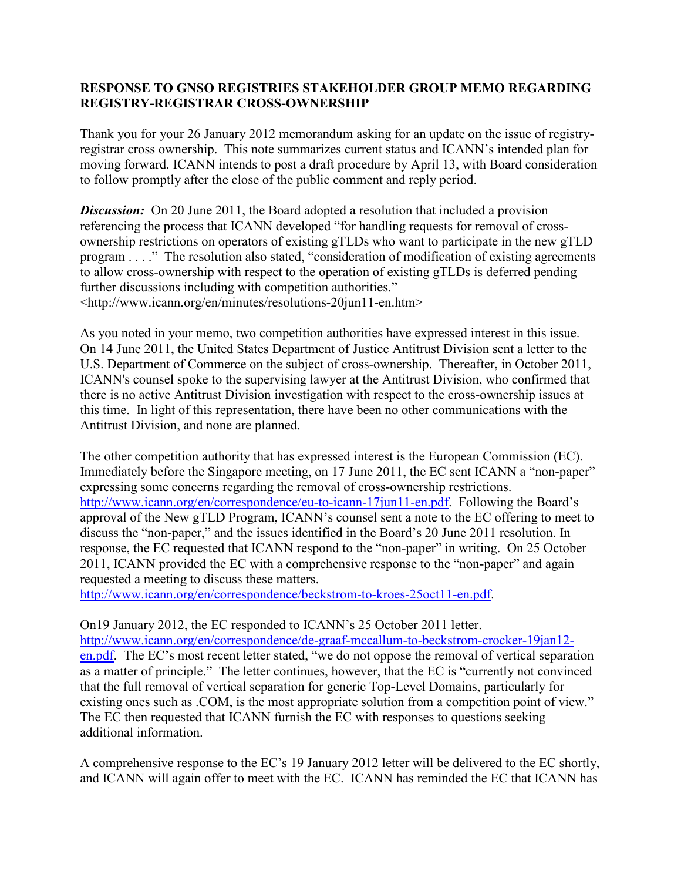**RESPONSE TO GNSO REGISTRIES STAKEHOLDER GROUP MEMO REGARDING REGISTRY-REGISTRAR CROSS-OWNERSHIP**

Thank you for your 26 January 2012 memorandum asking for an update on the issue of registry-registrar cross ownership. This note summarizes current status and ICANN's intended plan for moving forward. ICANN intends to post a draft procedure by April 13, with Board consideration to follow promptly after the close of the public comment and reply period.

***Discussion:*** On 20 June 2011, the Board adopted a resolution that included a provision referencing the process that ICANN developed "for handling requests for removal of cross-ownership restrictions on operators of existing gTLDs who want to participate in the new gTLD program . . . ." The resolution also stated, "consideration of modification of existing agreements to allow cross-ownership with respect to the operation of existing gTLDs is deferred pending further discussions including with competition authorities." <http://www.icann.org/en/minutes/resolutions-20jun11-en.htm>

As you noted in your memo, two competition authorities have expressed interest in this issue. On 14 June 2011, the United States Department of Justice Antitrust Division sent a letter to the U.S. Department of Commerce on the subject of cross-ownership. Thereafter, in October 2011, ICANN's counsel spoke to the supervising lawyer at the Antitrust Division, who confirmed that there is no active Antitrust Division investigation with respect to the cross-ownership issues at this time. In light of this representation, there have been no other communications with the Antitrust Division, and none are planned.

The other competition authority that has expressed interest is the European Commission (EC). Immediately before the Singapore meeting, on 17 June 2011, the EC sent ICANN a "non-paper" expressing some concerns regarding the removal of cross-ownership restrictions. http://www.icann.org/en/correspondence/eu-to-icann-17jun11-en.pdf. Following the Board's approval of the New gTLD Program, ICANN's counsel sent a note to the EC offering to meet to discuss the "non-paper," and the issues identified in the Board's 20 June 2011 resolution. In response, the EC requested that ICANN respond to the "non-paper" in writing. On 25 October 2011, ICANN provided the EC with a comprehensive response to the "non-paper" and again requested a meeting to discuss these matters. http://www.icann.org/en/correspondence/beckstrom-to-kroes-25oct11-en.pdf.

On19 January 2012, the EC responded to ICANN's 25 October 2011 letter. http://www.icann.org/en/correspondence/de-graaf-mccallum-to-beckstrom-crocker-19jan12-en.pdf. The EC's most recent letter stated, "we do not oppose the removal of vertical separation as a matter of principle." The letter continues, however, that the EC is "currently not convinced that the full removal of vertical separation for generic Top-Level Domains, particularly for existing ones such as .COM, is the most appropriate solution from a competition point of view." The EC then requested that ICANN furnish the EC with responses to questions seeking additional information.

A comprehensive response to the EC's 19 January 2012 letter will be delivered to the EC shortly, and ICANN will again offer to meet with the EC. ICANN has reminded the EC that ICANN has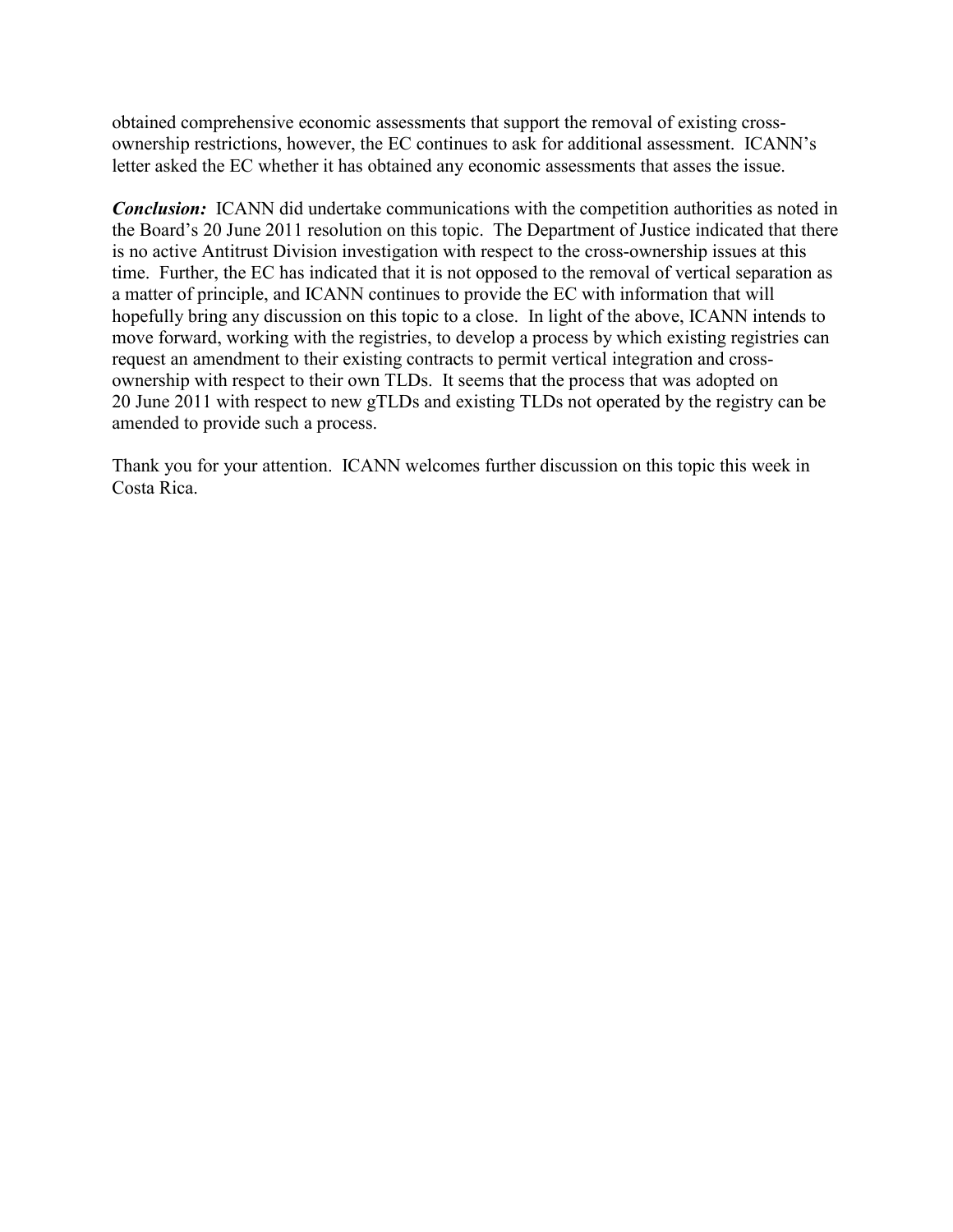obtained comprehensive economic assessments that support the removal of existing cross-ownership restrictions, however, the EC continues to ask for additional assessment. ICANN's letter asked the EC whether it has obtained any economic assessments that asses the issue.

***Conclusion:*** ICANN did undertake communications with the competition authorities as noted in the Board's 20 June 2011 resolution on this topic. The Department of Justice indicated that there is no active Antitrust Division investigation with respect to the cross-ownership issues at this time. Further, the EC has indicated that it is not opposed to the removal of vertical separation as a matter of principle, and ICANN continues to provide the EC with information that will hopefully bring any discussion on this topic to a close. In light of the above, ICANN intends to move forward, working with the registries, to develop a process by which existing registries can request an amendment to their existing contracts to permit vertical integration and cross-ownership with respect to their own TLDs. It seems that the process that was adopted on 20 June 2011 with respect to new gTLDs and existing TLDs not operated by the registry can be amended to provide such a process.

Thank you for your attention. ICANN welcomes further discussion on this topic this week in Costa Rica.